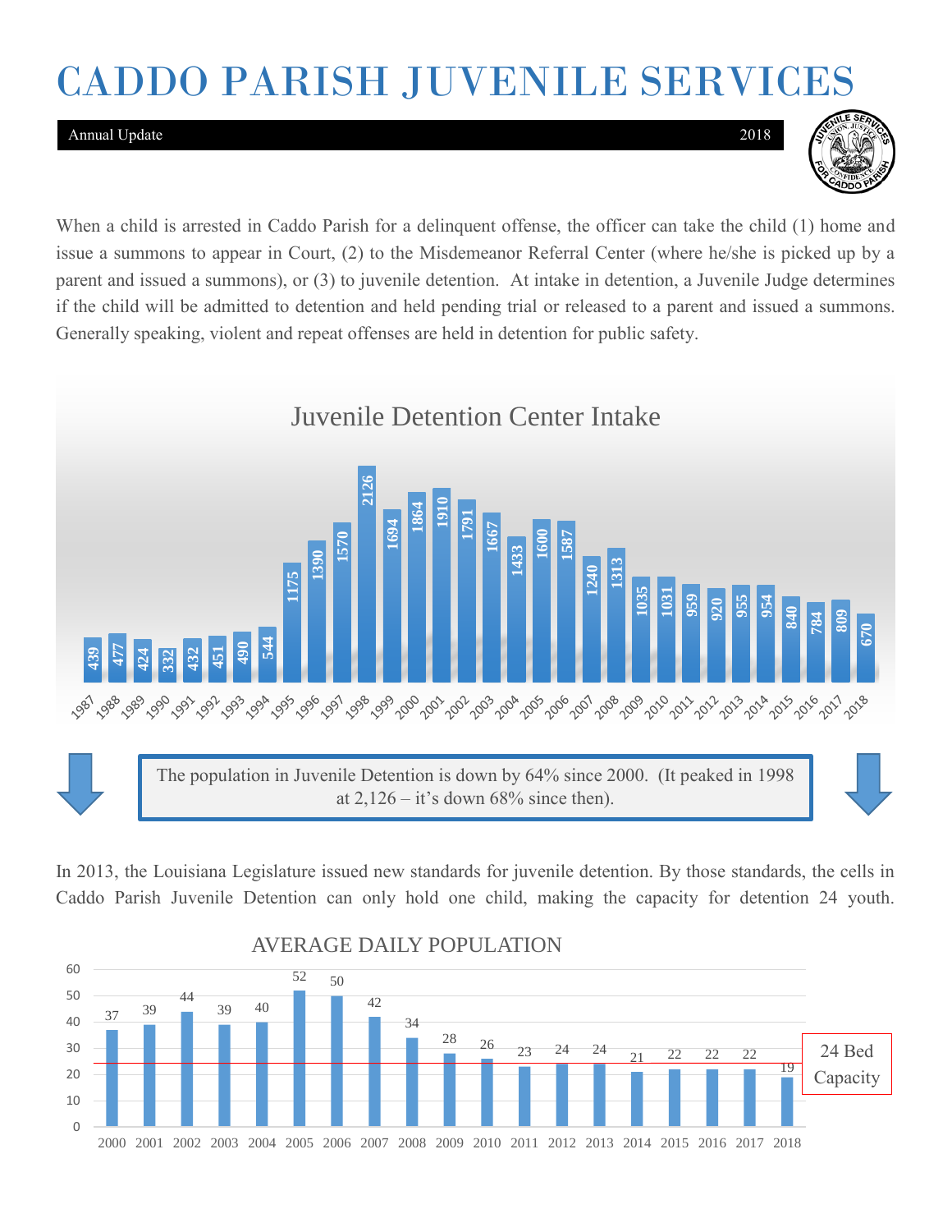# CADDO PARISH JUVENILE SERVICES

Annual Update 2018

When a child is arrested in Caddo Parish for a delinquent offense, the officer can take the child (1) home and issue a summons to appear in Court, (2) to the Misdemeanor Referral Center (where he/she is picked up by a parent and issued a summons), or (3) to juvenile detention. At intake in detention, a Juvenile Judge determines if the child will be admitted to detention and held pending trial or released to a parent and issued a summons. Generally speaking, violent and repeat offenses are held in detention for public safety.

## Juvenile Detention Center Intake

| Year | Intake |
|---|---|
| 1987 | 439 |
| 1988 | 477 |
| 1989 | 424 |
| 1990 | 332 |
| 1991 | 432 |
| 1992 | 451 |
| 1993 | 490 |
| 1994 | 544 |
| 1995 | 1175 |
| 1996 | 1390 |
| 1997 | 1570 |
| 1998 | 2126 |
| 1999 | 1694 |
| 2000 | 1864 |
| 2001 | 1910 |
| 2002 | 1791 |
| 2003 | 1667 |
| 2004 | 1433 |
| 2005 | 1600 |
| 2006 | 1587 |
| 2007 | 1240 |
| 2008 | 1313 |
| 2009 | 1035 |
| 2010 | 1031 |
| 2011 | 959 |
| 2012 | 920 |
| 2013 | 955 |
| 2014 | 954 |
| 2015 | 840 |
| 2016 | 784 |
| 2017 | 809 |
| 2018 | 670 |

The population in Juvenile Detention is down by 64% since 2000. (It peaked in 1998 at 2,126 – it's down 68% since then).

In 2013, the Louisiana Legislature issued new standards for juvenile detention. By those standards, the cells in Caddo Parish Juvenile Detention can only hold one child, making the capacity for detention 24 youth.

## AVERAGE DAILY POPULATION

| Year | Average Daily Population |
|---|---|
| 2000 | 37 |
| 2001 | 39 |
| 2002 | 44 |
| 2003 | 39 |
| 2004 | 40 |
| 2005 | 52 |
| 2006 | 50 |
| 2007 | 42 |
| 2008 | 34 |
| 2009 | 28 |
| 2010 | 26 |
| 2011 | 23 |
| 2012 | 24 |
| 2013 | 24 |
| 2014 | 21 |
| 2015 | 22 |
| 2016 | 22 |
| 2017 | 22 |
| 2018 | 19 |

24 Bed Capacity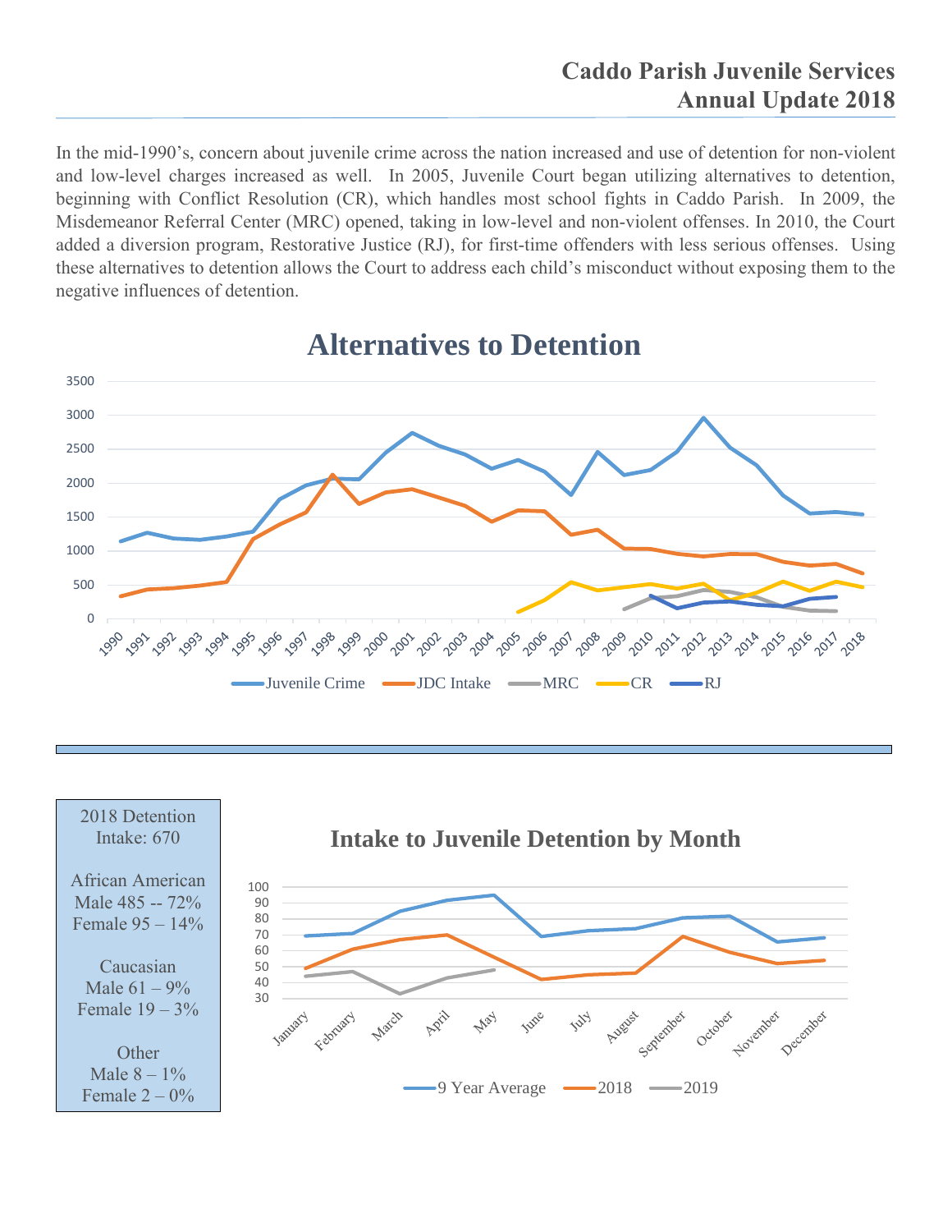# Caddo Parish Juvenile Services
# Annual Update 2018

In the mid-1990's, concern about juvenile crime across the nation increased and use of detention for non-violent and low-level charges increased as well. In 2005, Juvenile Court began utilizing alternatives to detention, beginning with Conflict Resolution (CR), which handles most school fights in Caddo Parish. In 2009, the Misdemeanor Referral Center (MRC) opened, taking in low-level and non-violent offenses. In 2010, the Court added a diversion program, Restorative Justice (RJ), for first-time offenders with less serious offenses. Using these alternatives to detention allows the Court to address each child's misconduct without exposing them to the negative influences of detention.

## Alternatives to Detention

Juvenile Crime, JDC Intake, MRC, CR, RJ (1990–2018)

2018 Detention Intake: 670

African American
Male 485 -- 72%
Female 95 – 14%

Caucasian
Male 61 – 9%
Female 19 – 3%

Other
Male 8 – 1%
Female 2 – 0%

## Intake to Juvenile Detention by Month

9 Year Average, 2018, 2019 (January–December)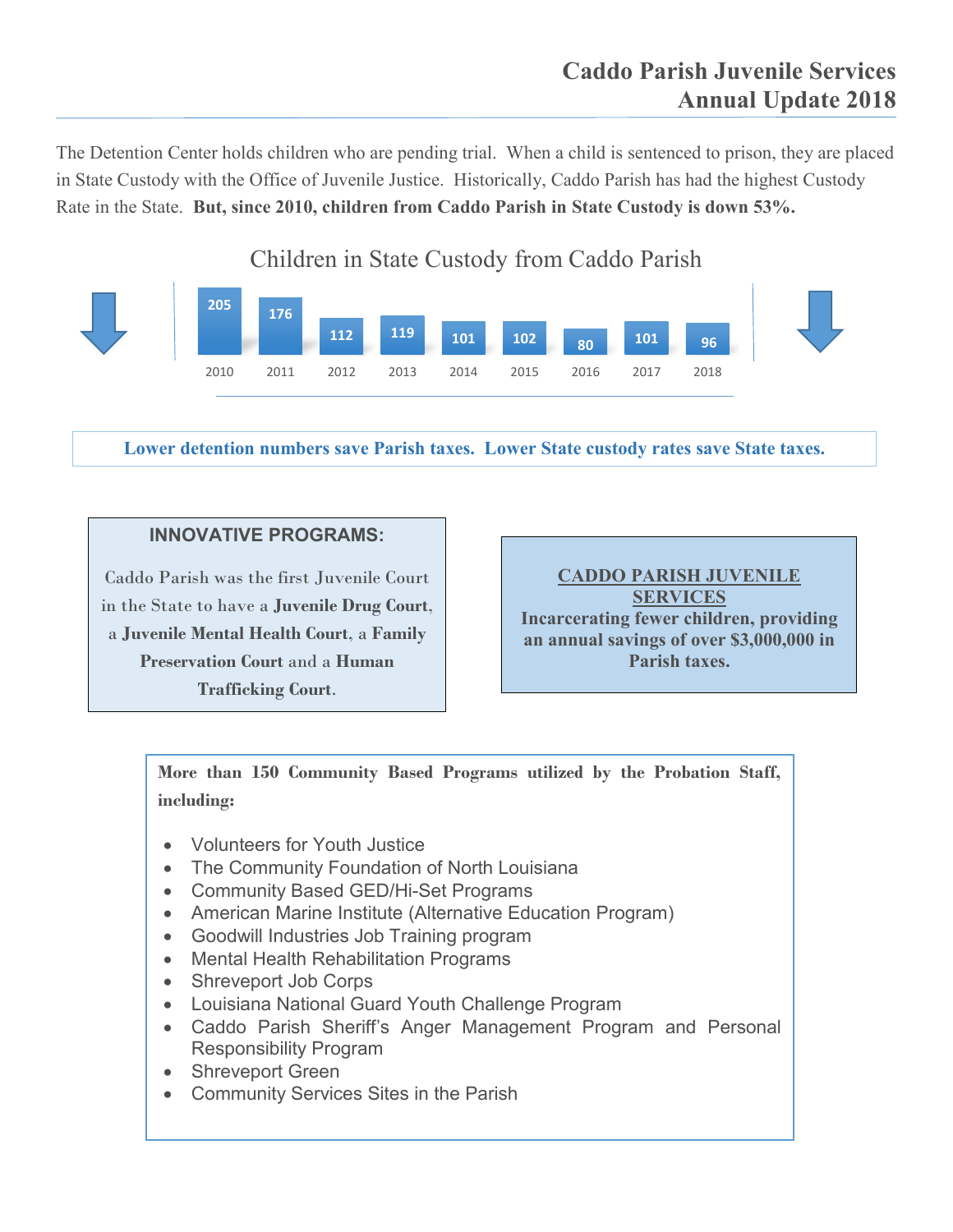# Caddo Parish Juvenile Services
# Annual Update 2018

The Detention Center holds children who are pending trial. When a child is sentenced to prison, they are placed in State Custody with the Office of Juvenile Justice. Historically, Caddo Parish has had the highest Custody Rate in the State. **But, since 2010, children from Caddo Parish in State Custody is down 53%.**

## Children in State Custody from Caddo Parish

| 2010 | 2011 | 2012 | 2013 | 2014 | 2015 | 2016 | 2017 | 2018 |
|---|---|---|---|---|---|---|---|---|
| 205 | 176 | 112 | 119 | 101 | 102 | 80 | 101 | 96 |

**Lower detention numbers save Parish taxes. Lower State custody rates save State taxes.**

### INNOVATIVE PROGRAMS:

Caddo Parish was the first Juvenile Court in the State to have a **Juvenile Drug Court**, a **Juvenile Mental Health Court**, a **Family Preservation Court** and a **Human Trafficking Court**.

**CADDO PARISH JUVENILE SERVICES**

**Incarcerating fewer children, providing an annual savings of over $3,000,000 in Parish taxes.**

**More than 150 Community Based Programs utilized by the Probation Staff, including:**

- Volunteers for Youth Justice
- The Community Foundation of North Louisiana
- Community Based GED/Hi-Set Programs
- American Marine Institute (Alternative Education Program)
- Goodwill Industries Job Training program
- Mental Health Rehabilitation Programs
- Shreveport Job Corps
- Louisiana National Guard Youth Challenge Program
- Caddo Parish Sheriff's Anger Management Program and Personal Responsibility Program
- Shreveport Green
- Community Services Sites in the Parish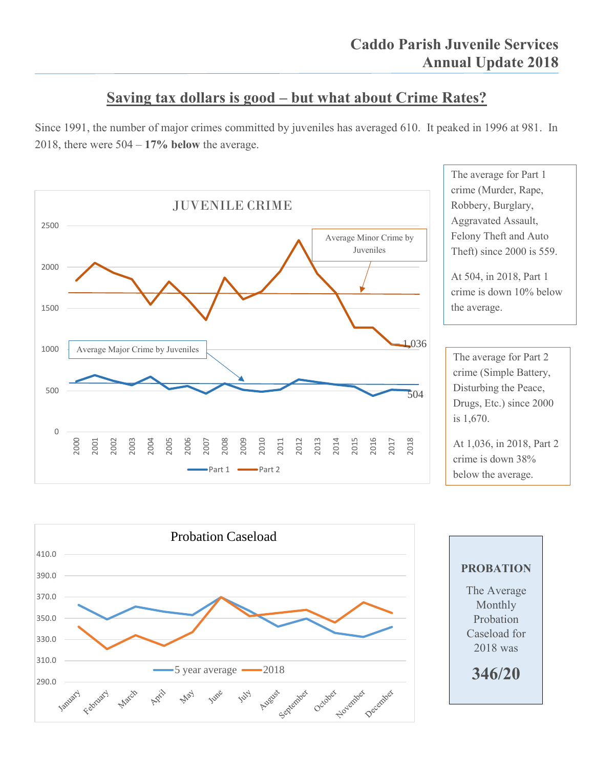# Caddo Parish Juvenile Services
# Annual Update 2018

## Saving tax dollars is good – but what about Crime Rates?

Since 1991, the number of major crimes committed by juveniles has averaged 610. It peaked in 1996 at 981. In 2018, there were 504 – **17% below** the average.

JUVENILE CRIME

2500
2000
1500
1000
500
0

2000 2001 2002 2003 2004 2005 2006 2007 2008 2009 2010 2011 2012 2013 2014 2015 2016 2017 2018

Average Minor Crime by Juveniles

Average Major Crime by Juveniles

1,036

504

Part 1 Part 2

The average for Part 1 crime (Murder, Rape, Robbery, Burglary, Aggravated Assault, Felony Theft and Auto Theft) since 2000 is 559.

At 504, in 2018, Part 1 crime is down 10% below the average.

The average for Part 2 crime (Simple Battery, Disturbing the Peace, Drugs, Etc.) since 2000 is 1,670.

At 1,036, in 2018, Part 2 crime is down 38% below the average.

Probation Caseload

410.0
390.0
370.0
350.0
330.0
310.0
290.0

January February March April May June July August September October November December

5 year average 2018

**PROBATION**

The Average Monthly Probation Caseload for 2018 was

**346/20**